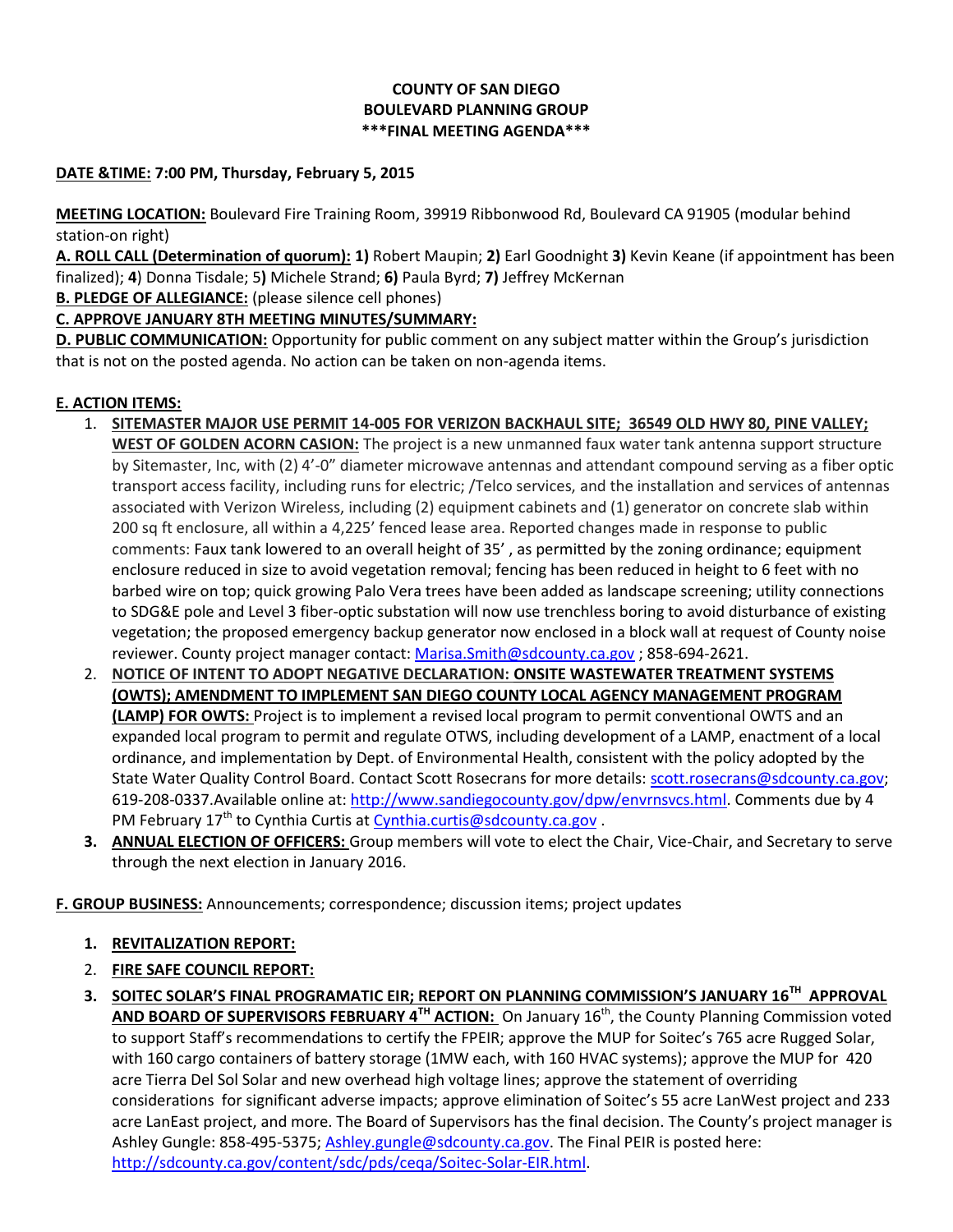**COUNTY OF SAN DIEGO**
**BOULEVARD PLANNING GROUP**
**\*\*\*FINAL MEETING AGENDA\*\*\***

**DATE &TIME: 7:00 PM, Thursday, February 5, 2015**

**MEETING LOCATION:** Boulevard Fire Training Room, 39919 Ribbonwood Rd, Boulevard CA 91905 (modular behind station-on right)

**A. ROLL CALL (Determination of quorum): 1)** Robert Maupin; **2)** Earl Goodnight **3)** Kevin Keane (if appointment has been finalized); **4**) Donna Tisdale; 5**)** Michele Strand; **6)** Paula Byrd; **7)** Jeffrey McKernan

**B. PLEDGE OF ALLEGIANCE:** (please silence cell phones)

**C. APPROVE JANUARY 8TH MEETING MINUTES/SUMMARY:**

**D. PUBLIC COMMUNICATION:** Opportunity for public comment on any subject matter within the Group's jurisdiction that is not on the posted agenda. No action can be taken on non-agenda items.

**E. ACTION ITEMS:**

1. **SITEMASTER MAJOR USE PERMIT 14-005 FOR VERIZON BACKHAUL SITE; 36549 OLD HWY 80, PINE VALLEY; WEST OF GOLDEN ACORN CASION:** The project is a new unmanned faux water tank antenna support structure by Sitemaster, Inc, with (2) 4'-0" diameter microwave antennas and attendant compound serving as a fiber optic transport access facility, including runs for electric; /Telco services, and the installation and services of antennas associated with Verizon Wireless, including (2) equipment cabinets and (1) generator on concrete slab within 200 sq ft enclosure, all within a 4,225' fenced lease area. Reported changes made in response to public comments: Faux tank lowered to an overall height of 35' , as permitted by the zoning ordinance; equipment enclosure reduced in size to avoid vegetation removal; fencing has been reduced in height to 6 feet with no barbed wire on top; quick growing Palo Vera trees have been added as landscape screening; utility connections to SDG&E pole and Level 3 fiber-optic substation will now use trenchless boring to avoid disturbance of existing vegetation; the proposed emergency backup generator now enclosed in a block wall at request of County noise reviewer. County project manager contact: Marisa.Smith@sdcounty.ca.gov ; 858-694-2621.
2. **NOTICE OF INTENT TO ADOPT NEGATIVE DECLARATION: ONSITE WASTEWATER TREATMENT SYSTEMS (OWTS); AMENDMENT TO IMPLEMENT SAN DIEGO COUNTY LOCAL AGENCY MANAGEMENT PROGRAM (LAMP) FOR OWTS:** Project is to implement a revised local program to permit conventional OWTS and an expanded local program to permit and regulate OTWS, including development of a LAMP, enactment of a local ordinance, and implementation by Dept. of Environmental Health, consistent with the policy adopted by the State Water Quality Control Board. Contact Scott Rosecrans for more details: scott.rosecrans@sdcounty.ca.gov; 619-208-0337.Available online at: http://www.sandiegocounty.gov/dpw/envrnsvcs.html. Comments due by 4 PM February 17th to Cynthia Curtis at Cynthia.curtis@sdcounty.ca.gov .
3. **ANNUAL ELECTION OF OFFICERS:** Group members will vote to elect the Chair, Vice-Chair, and Secretary to serve through the next election in January 2016.

**F. GROUP BUSINESS:** Announcements; correspondence; discussion items; project updates

1. **REVITALIZATION REPORT:**
2. **FIRE SAFE COUNCIL REPORT:**
3. **SOITEC SOLAR'S FINAL PROGRAMATIC EIR; REPORT ON PLANNING COMMISSION'S JANUARY 16TH APPROVAL AND BOARD OF SUPERVISORS FEBRUARY 4TH ACTION:** On January 16th, the County Planning Commission voted to support Staff's recommendations to certify the FPEIR; approve the MUP for Soitec's 765 acre Rugged Solar, with 160 cargo containers of battery storage (1MW each, with 160 HVAC systems); approve the MUP for 420 acre Tierra Del Sol Solar and new overhead high voltage lines; approve the statement of overriding considerations for significant adverse impacts; approve elimination of Soitec's 55 acre LanWest project and 233 acre LanEast project, and more. The Board of Supervisors has the final decision. The County's project manager is Ashley Gungle: 858-495-5375; Ashley.gungle@sdcounty.ca.gov. The Final PEIR is posted here: http://sdcounty.ca.gov/content/sdc/pds/ceqa/Soitec-Solar-EIR.html.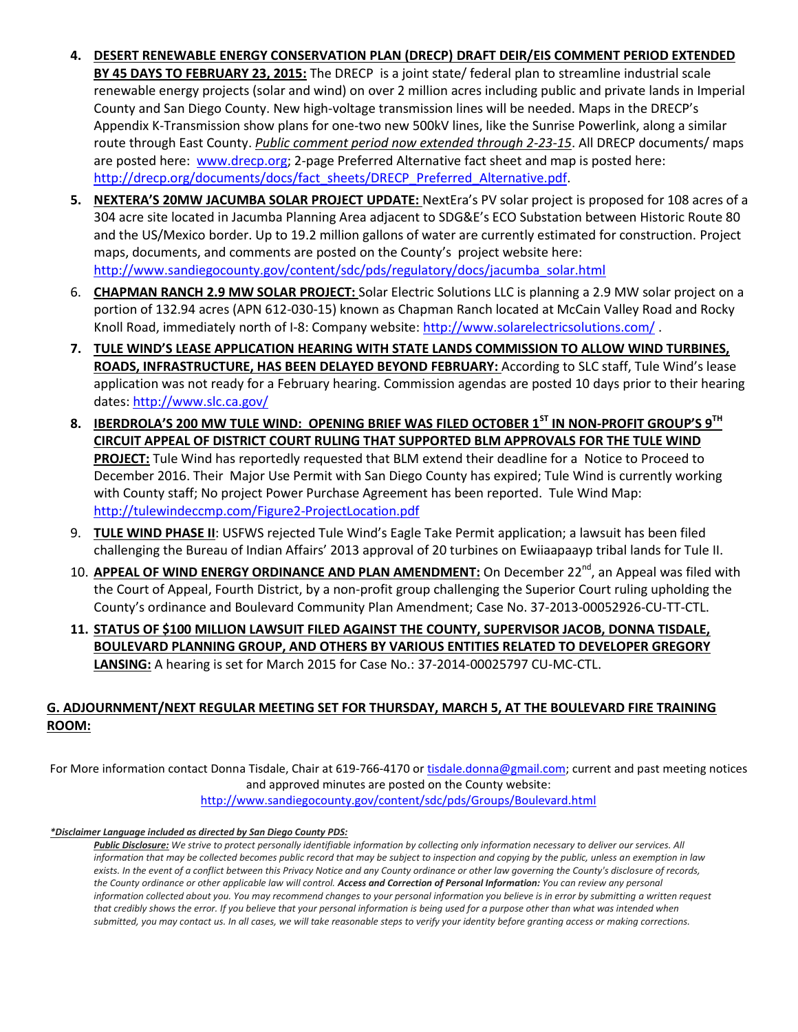4. **DESERT RENEWABLE ENERGY CONSERVATION PLAN (DRECP) DRAFT DEIR/EIS COMMENT PERIOD EXTENDED BY 45 DAYS TO FEBRUARY 23, 2015:** The DRECP is a joint state/ federal plan to streamline industrial scale renewable energy projects (solar and wind) on over 2 million acres including public and private lands in Imperial County and San Diego County. New high-voltage transmission lines will be needed. Maps in the DRECP's Appendix K-Transmission show plans for one-two new 500kV lines, like the Sunrise Powerlink, along a similar route through East County. ***Public comment period now extended through 2-23-15***. All DRECP documents/ maps are posted here: www.drecp.org; 2-page Preferred Alternative fact sheet and map is posted here: http://drecp.org/documents/docs/fact_sheets/DRECP_Preferred_Alternative.pdf.
5. **NEXTERA'S 20MW JACUMBA SOLAR PROJECT UPDATE:** NextEra's PV solar project is proposed for 108 acres of a 304 acre site located in Jacumba Planning Area adjacent to SDG&E's ECO Substation between Historic Route 80 and the US/Mexico border. Up to 19.2 million gallons of water are currently estimated for construction. Project maps, documents, and comments are posted on the County's project website here: http://www.sandiegocounty.gov/content/sdc/pds/regulatory/docs/jacumba_solar.html
6. **CHAPMAN RANCH 2.9 MW SOLAR PROJECT:** Solar Electric Solutions LLC is planning a 2.9 MW solar project on a portion of 132.94 acres (APN 612-030-15) known as Chapman Ranch located at McCain Valley Road and Rocky Knoll Road, immediately north of I-8: Company website: http://www.solarelectricsolutions.com/ .
7. **TULE WIND'S LEASE APPLICATION HEARING WITH STATE LANDS COMMISSION TO ALLOW WIND TURBINES, ROADS, INFRASTRUCTURE, HAS BEEN DELAYED BEYOND FEBRUARY:** According to SLC staff, Tule Wind's lease application was not ready for a February hearing. Commission agendas are posted 10 days prior to their hearing dates: http://www.slc.ca.gov/
8. **IBERDROLA'S 200 MW TULE WIND: OPENING BRIEF WAS FILED OCTOBER 1ST IN NON-PROFIT GROUP'S 9TH CIRCUIT APPEAL OF DISTRICT COURT RULING THAT SUPPORTED BLM APPROVALS FOR THE TULE WIND PROJECT:** Tule Wind has reportedly requested that BLM extend their deadline for a Notice to Proceed to December 2016. Their Major Use Permit with San Diego County has expired; Tule Wind is currently working with County staff; No project Power Purchase Agreement has been reported. Tule Wind Map: http://tulewindeccmp.com/Figure2-ProjectLocation.pdf
9. **TULE WIND PHASE II**: USFWS rejected Tule Wind's Eagle Take Permit application; a lawsuit has been filed challenging the Bureau of Indian Affairs' 2013 approval of 20 turbines on Ewiiaapaayp tribal lands for Tule II.
10. **APPEAL OF WIND ENERGY ORDINANCE AND PLAN AMENDMENT:** On December 22nd, an Appeal was filed with the Court of Appeal, Fourth District, by a non-profit group challenging the Superior Court ruling upholding the County's ordinance and Boulevard Community Plan Amendment; Case No. 37-2013-00052926-CU-TT-CTL.
11. **STATUS OF $100 MILLION LAWSUIT FILED AGAINST THE COUNTY, SUPERVISOR JACOB, DONNA TISDALE, BOULEVARD PLANNING GROUP, AND OTHERS BY VARIOUS ENTITIES RELATED TO DEVELOPER GREGORY LANSING:** A hearing is set for March 2015 for Case No.: 37-2014-00025797 CU-MC-CTL.

## G. ADJOURNMENT/NEXT REGULAR MEETING SET FOR THURSDAY, MARCH 5, AT THE BOULEVARD FIRE TRAINING ROOM:

For More information contact Donna Tisdale, Chair at 619-766-4170 or tisdale.donna@gmail.com; current and past meeting notices and approved minutes are posted on the County website: http://www.sandiegocounty.gov/content/sdc/pds/Groups/Boulevard.html

***\*Disclaimer Language included as directed by San Diego County PDS:***

***Public Disclosure:*** *We strive to protect personally identifiable information by collecting only information necessary to deliver our services. All information that may be collected becomes public record that may be subject to inspection and copying by the public, unless an exemption in law exists. In the event of a conflict between this Privacy Notice and any County ordinance or other law governing the County's disclosure of records, the County ordinance or other applicable law will control.* ***Access and Correction of Personal Information:*** *You can review any personal information collected about you. You may recommend changes to your personal information you believe is in error by submitting a written request that credibly shows the error. If you believe that your personal information is being used for a purpose other than what was intended when submitted, you may contact us. In all cases, we will take reasonable steps to verify your identity before granting access or making corrections.*